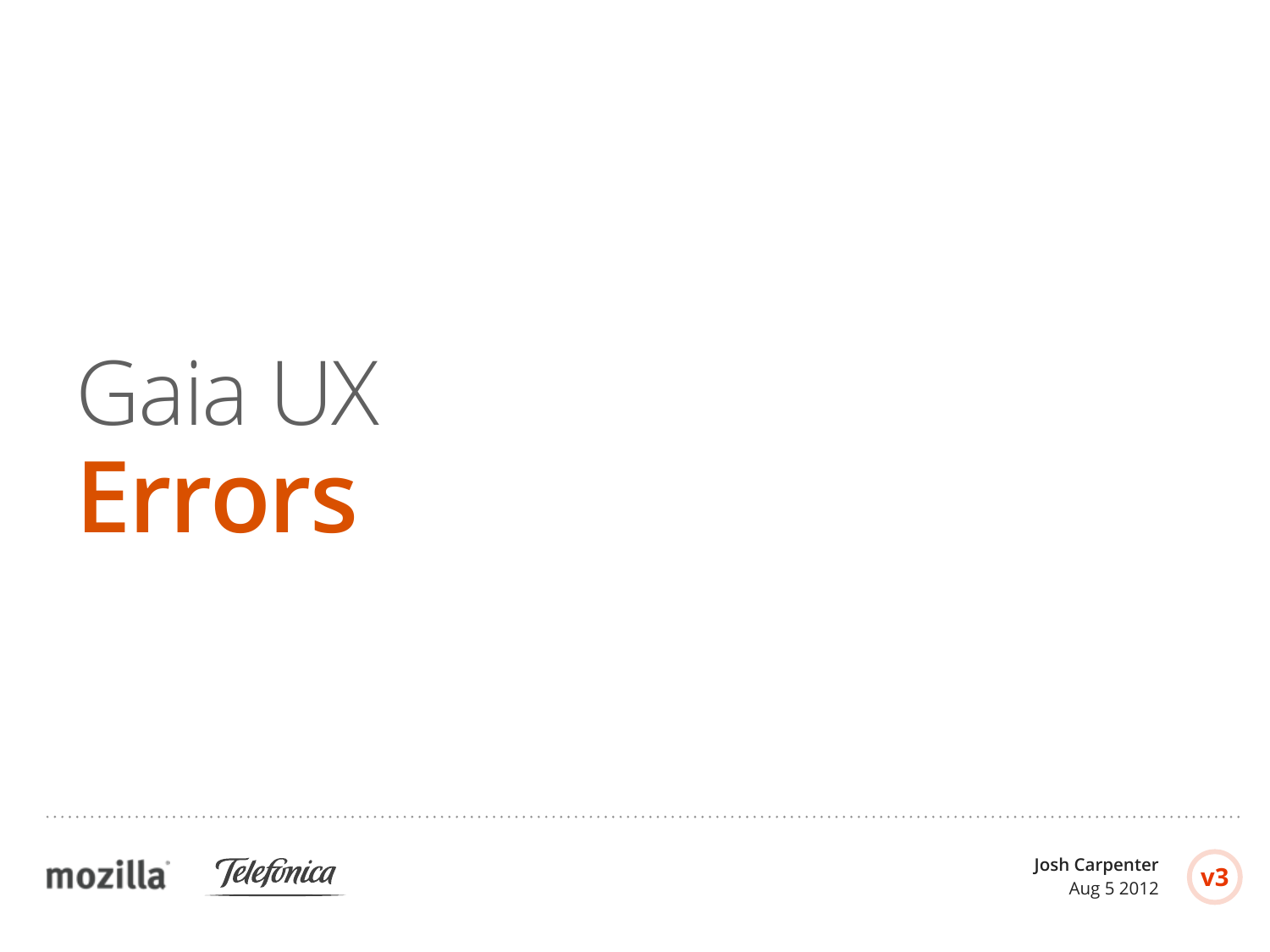# Gaia UX
# **Errors**

mozilla Telefónica

**Josh Carpenter**
Aug 5 2012

**v3**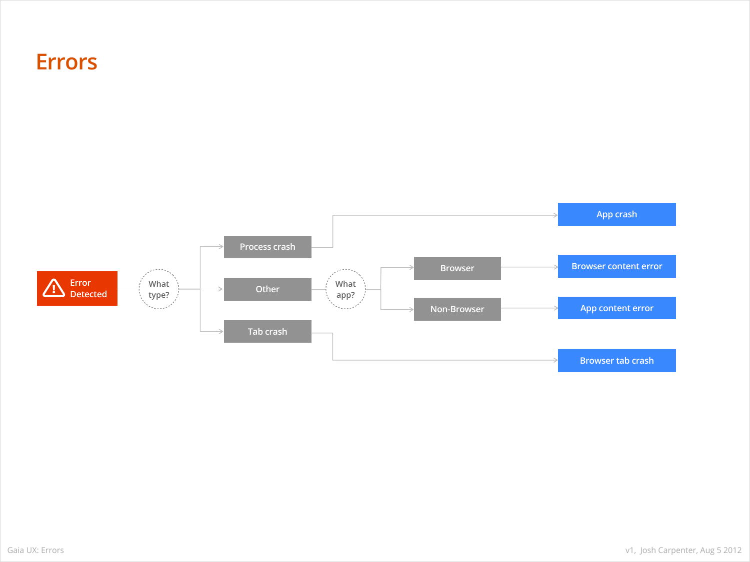# Errors

Error Detected

What type?

Process crash

Other

Tab crash

What app?

Browser

Non-Browser

App crash

Browser content error

App content error

Browser tab crash

Gaia UX: Errors

v1, Josh Carpenter, Aug 5 2012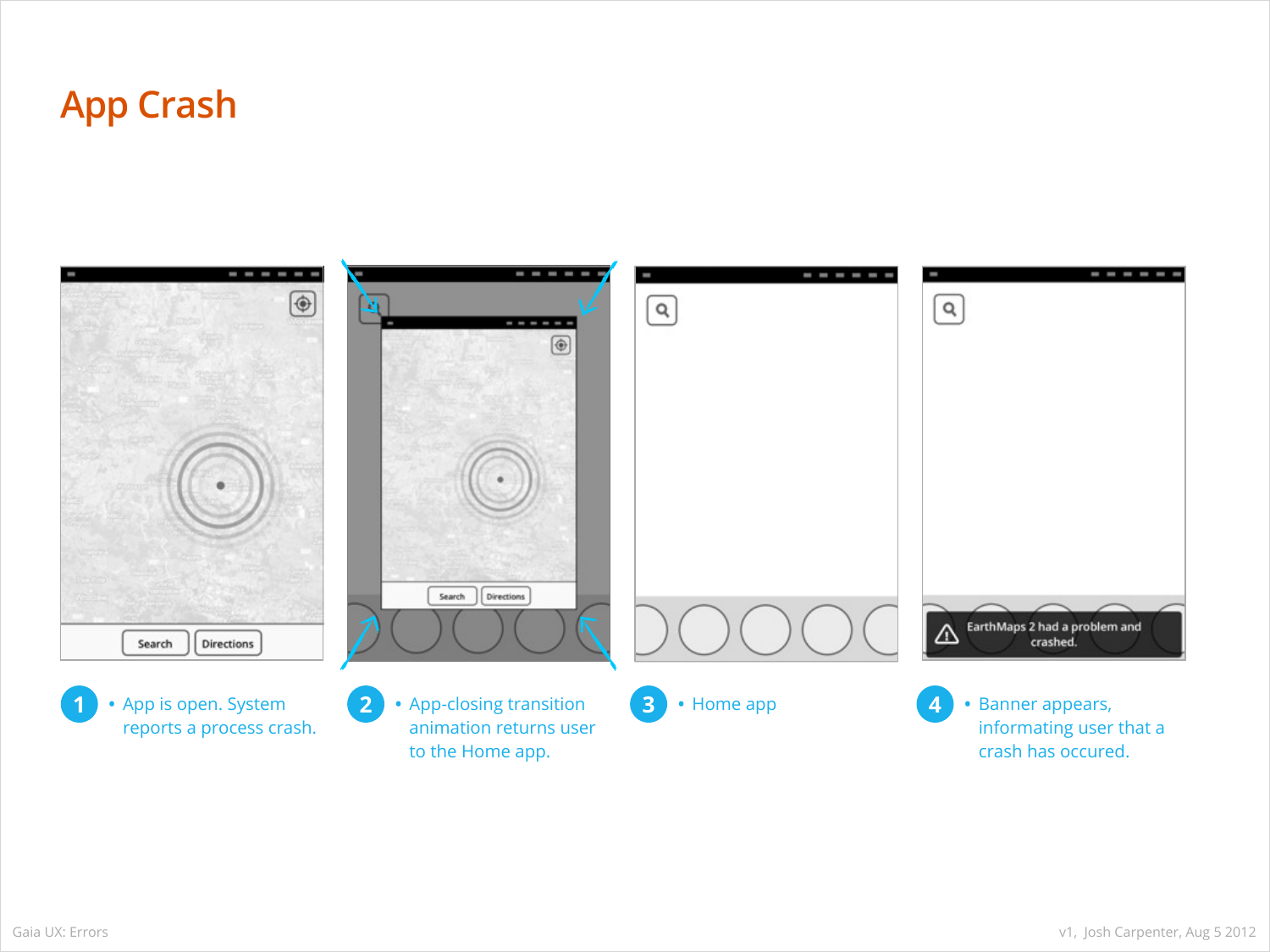# App Crash

1. App is open. System reports a process crash.
2. App-closing transition animation returns user to the Home app.
3. Home app
4. Banner appears, informing user that a crash has occured.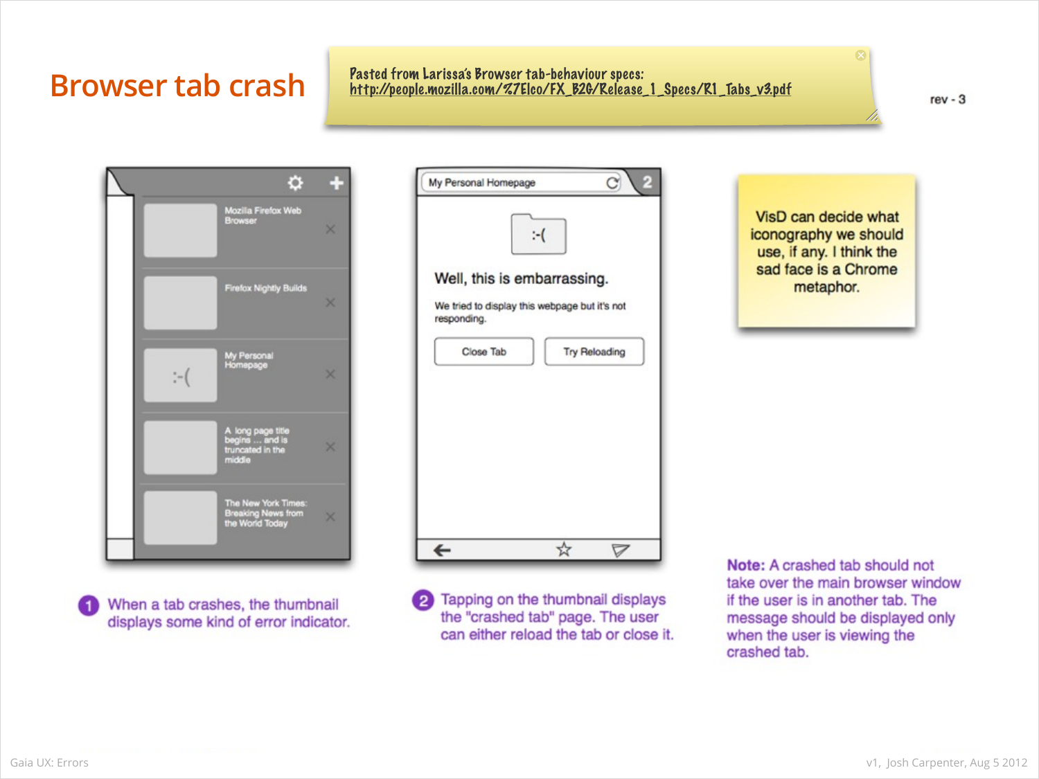# Browser tab crash

Pasted from Larissa's Browser tab-behaviour specs:
http://people.mozilla.com/%7Elco/FX_B2G/Release_1_Specs/R1_Tabs_v3.pdf

rev - 3

Mozilla Firefox Web Browser

Firefox Nightly Builds

:-( My Personal Homepage

A long page title begins ... and is truncated in the middle

The New York Times: Breaking News from the World Today

My Personal Homepage 2

:-(

Well, this is embarrassing.

We tried to display this webpage but it's not responding.

Close Tab | Try Reloading

VisD can decide what iconography we should use, if any. I think the sad face is a Chrome metaphor.

1. When a tab crashes, the thumbnail displays some kind of error indicator.

2. Tapping on the thumbnail displays the "crashed tab" page. The user can either reload the tab or close it.

**Note:** A crashed tab should not take over the main browser window if the user is in another tab. The message should be displayed only when the user is viewing the crashed tab.

Gaia UX: Errors

v1, Josh Carpenter, Aug 5 2012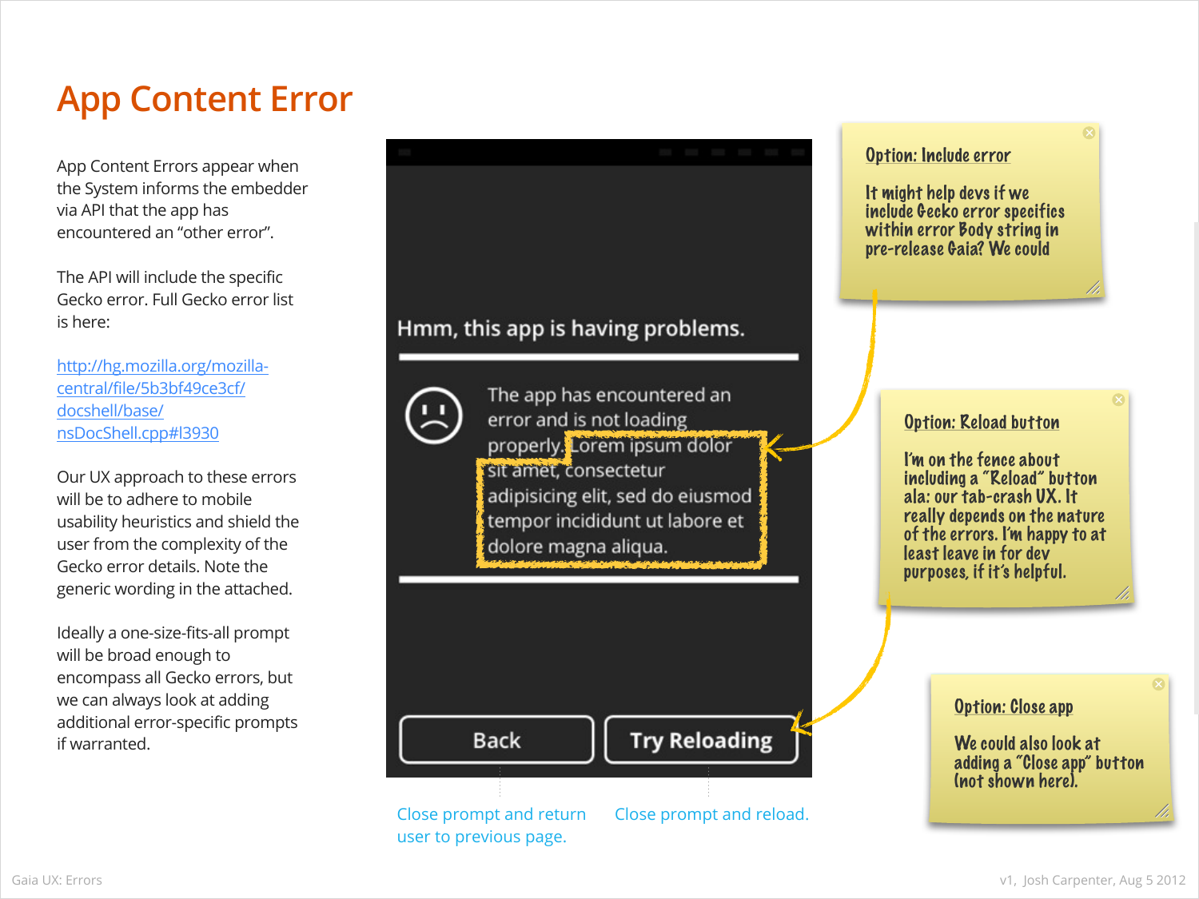# App Content Error

App Content Errors appear when the System informs the embedder via API that the app has encountered an "other error".

The API will include the specific Gecko error. Full Gecko error list is here:

[http://hg.mozilla.org/mozilla-central/file/5b3bf49ce3cf/docshell/base/nsDocShell.cpp#l3930](http://hg.mozilla.org/mozilla-central/file/5b3bf49ce3cf/docshell/base/nsDocShell.cpp#l3930)

Our UX approach to these errors will be to adhere to mobile usability heuristics and shield the user from the complexity of the Gecko error details. Note the generic wording in the attached.

Ideally a one-size-fits-all prompt will be broad enough to encompass all Gecko errors, but we can always look at adding additional error-specific prompts if warranted.

Hmm, this app is having problems.

The app has encountered an error and is not loading properly. Lorem ipsum dolor sit amet, consectetur adipisicing elit, sed do eiusmod tempor incididunt ut labore et dolore magna aliqua.

Back | Try Reloading

Close prompt and return user to previous page.

Close prompt and reload.

**Option: Include error**

It might help devs if we include Gecko error specifics within error Body string in pre-release Gaia? We could

**Option: Reload button**

I'm on the fence about including a "Reload" button ala: our tab-crash UX. It really depends on the nature of the errors. I'm happy to at least leave in for dev purposes, if it's helpful.

**Option: Close app**

We could also look at adding a "Close app" button (not shown here).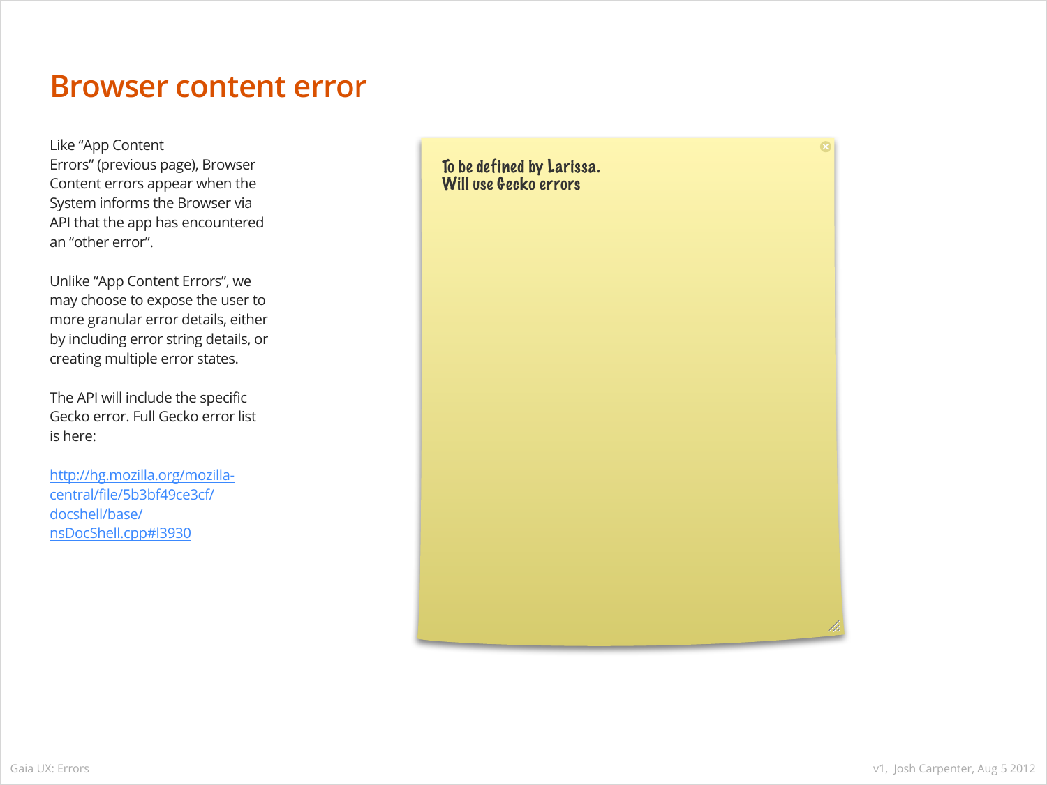# Browser content error

Like “App Content Errors” (previous page), Browser Content errors appear when the System informs the Browser via API that the app has encountered an “other error”.

Unlike “App Content Errors”, we may choose to expose the user to more granular error details, either by including error string details, or creating multiple error states.

The API will include the specific Gecko error. Full Gecko error list is here:

http://hg.mozilla.org/mozilla-central/file/5b3bf49ce3cf/docshell/base/nsDocShell.cpp#l3930

To be defined by Larissa.
Will use Gecko errors